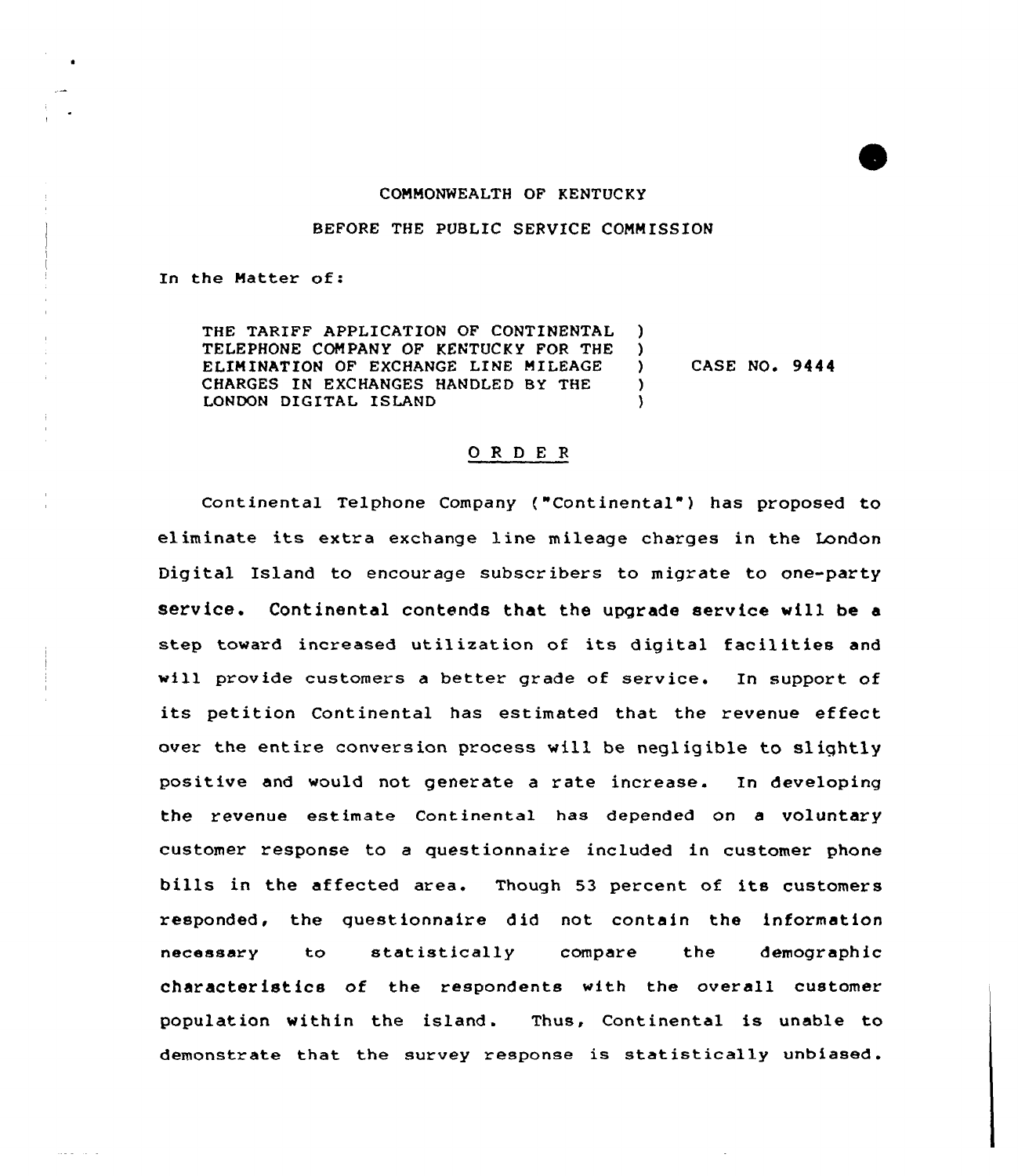COMMONWEALTH OF KENTUCKY

BEFORE THE PUBLIC SERVICE COMMISSION

In the Matter of:

THE TARIFF APPLICATION OF CONTINENTAL TELEPHONE COMPANY OF KENTUCKY FOR THE ELIMINATION OF EXCHANGE LINE MILEAGE CHARGES IN EXCHANGES HANDLED BY THE LONDON DIGITAL ISLAND ) CASE NO. 9444

## O R D E R

Continental Telphone Company ("Continental") has proposed to eliminate its extra exchange line mileage charges in the London Digital Island to encourage subscribers to migrate to one-party service. Continental contends that the upgrade service will be a step toward increased utilization of its digital facilities and will provide customers a better grade of service. In support of its petition Continental has estimated that the revenue effect over the entire conversion process will be negligible to slightly positive and would not generate a rate increase. In developing the revenue estimate Continental has depended on a voluntary customer response to a questionnaire included in customer phone bills in the affected area. Though 53 percent of its customers responded, the questionnaire did not contain the information necessary to statistically compare the demographic characteristics of the respondents with the overall customer population within the island. Thus, Continental is unable to demonstrate that the survey response is statistically unbiased.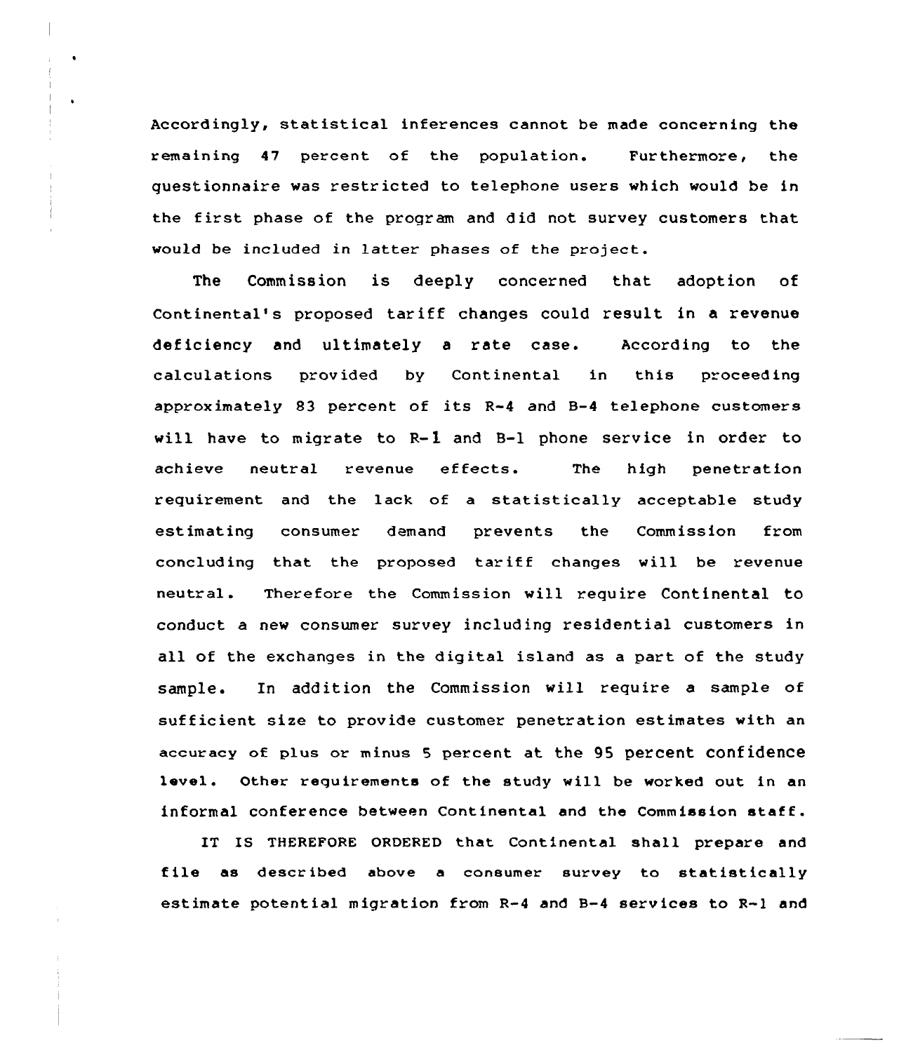Accordingly, statistical inferences cannot be made concerning the remaining 47 percent of the population. Furthermore, the questionnaire was restricted to telephone users which would be in the first phase of the program and did not survey customers that would be included in latter phases of the project.

The Commission is deeply concerned that adoption of Continental's proposed tariff changes could result in a revenue deficiency and ultimately a rate case. According to the calculations provided by Continental in this proceeding approximately 83 percent of its R-4 and B-4 telephone customers will have to migrate to R-1 and B-1 phone service in order to achieve neutral revenue effects. The high penetration requirement and the lack of a statistically acceptable study estimating consumer demand prevents the Commission from concluding that the proposed tariff changes will be revenue neutral. Therefore the Commission will require Continental to conduct a new consumer survey including residential customers in all of the exchanges in the digital island as a part of the study sample. In addition the Commission will require a sample of sufficient size to provide customer penetration estimates with an accuracy of plus or minus 5 percent at the 95 percent confidence level. Other requirements of the study will be worked out in an informal conference between Continental and the Commission staff.

IT IS THEREFORE ORDERED that Continental shall prepare and file as described above a consumer survey to statistically estimate potential migration from R-4 and B-4 services to R-1 and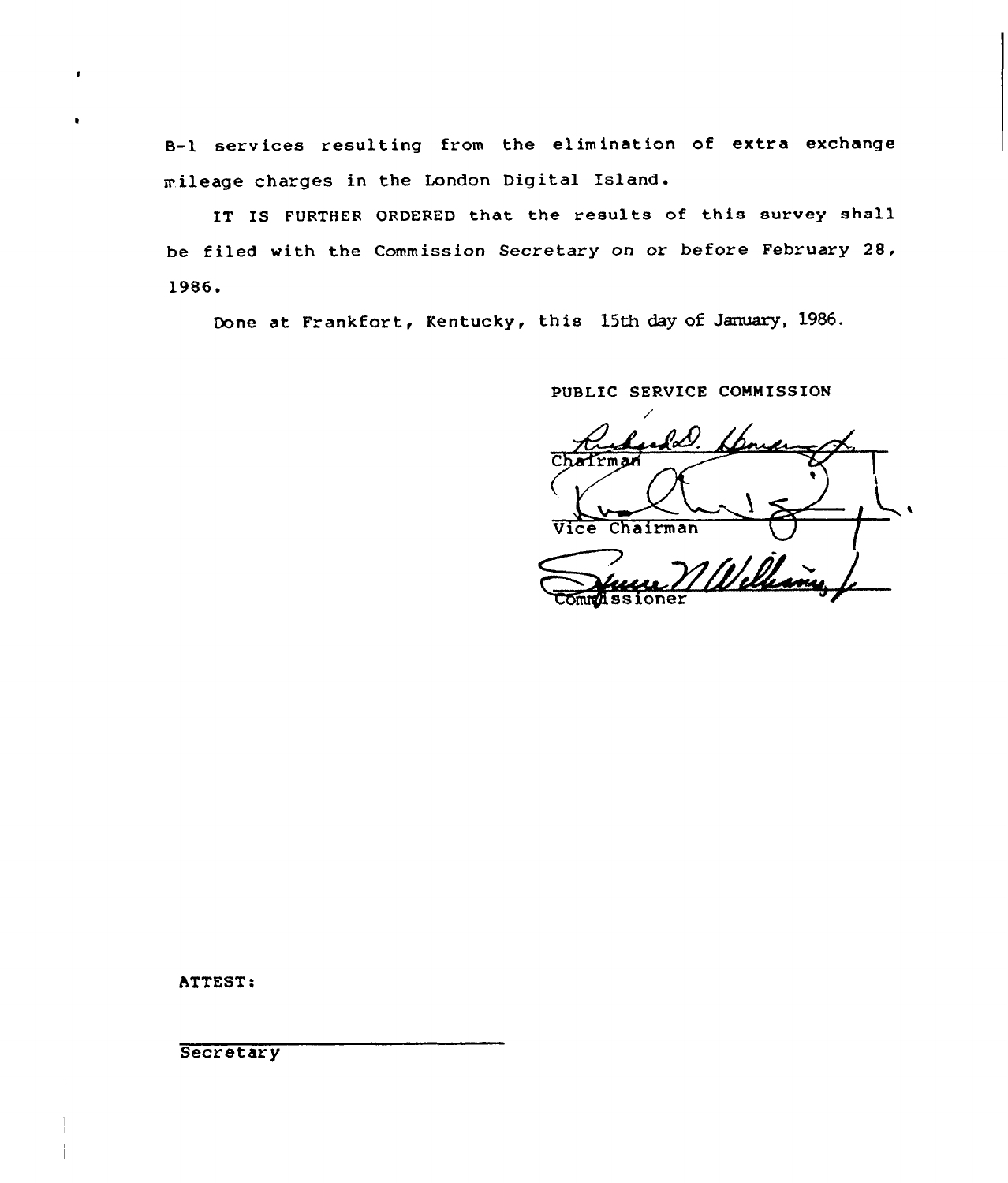B-1 services resulting from the elimination of extra exchange mileage charges in the London Digital Island.

IT IS FURTHER ORDERED that the results of this survey shall be filed with the Commission Secretary on or before February 28, 1986.

Done at Frankfort, Kentucky, this 15th day of January, 1986.

PUBLIC SERVICE COMMISSION

Chairman

Vice Chairman

Commissioner

ATTEST:

Secretary